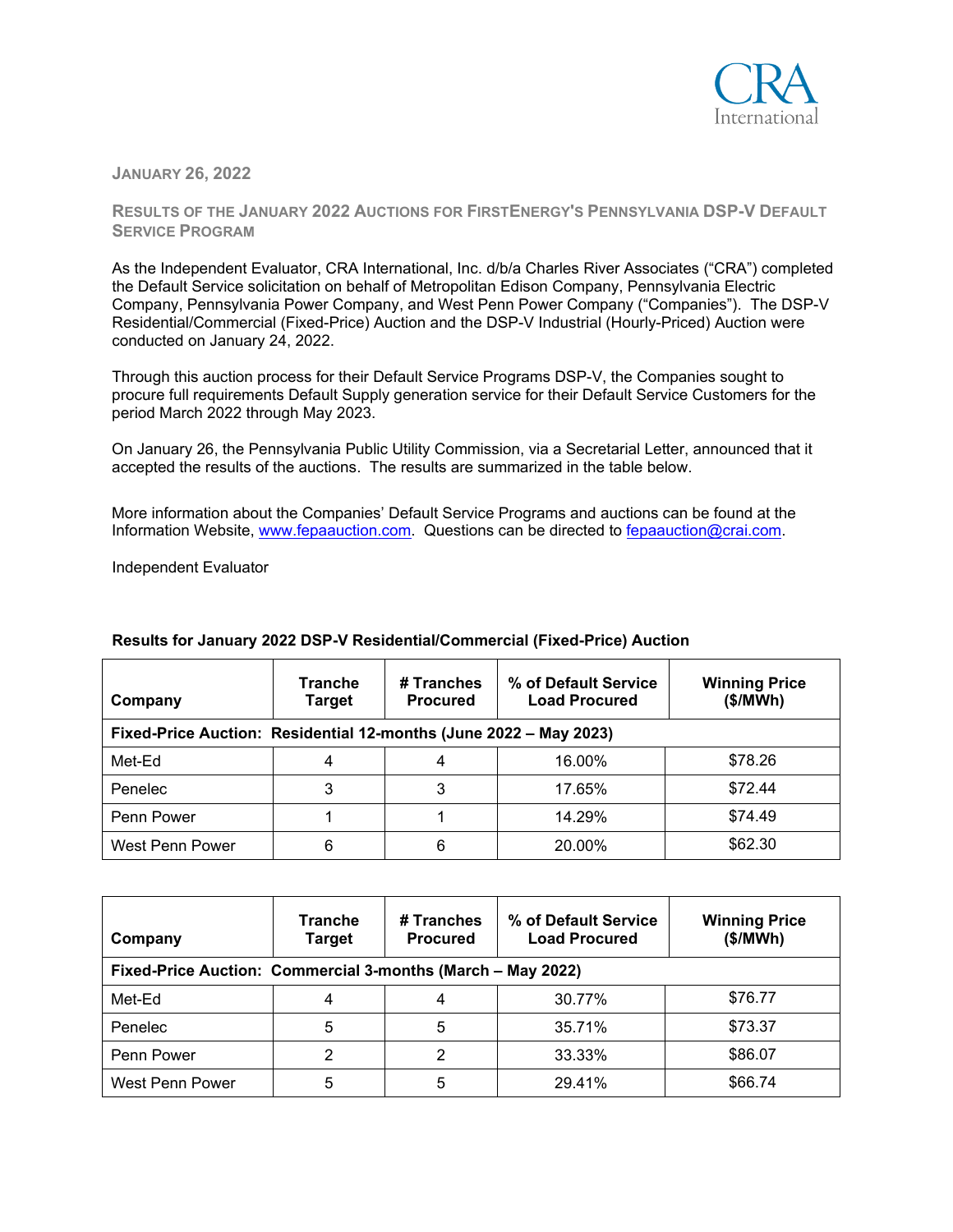CRA International

**JANUARY 26, 2022**

## RESULTS OF THE JANUARY 2022 AUCTIONS FOR FIRSTENERGY'S PENNSYLVANIA DSP-V DEFAULT SERVICE PROGRAM

As the Independent Evaluator, CRA International, Inc. d/b/a Charles River Associates ("CRA") completed the Default Service solicitation on behalf of Metropolitan Edison Company, Pennsylvania Electric Company, Pennsylvania Power Company, and West Penn Power Company ("Companies"). The DSP-V Residential/Commercial (Fixed-Price) Auction and the DSP-V Industrial (Hourly-Priced) Auction were conducted on January 24, 2022.

Through this auction process for their Default Service Programs DSP-V, the Companies sought to procure full requirements Default Supply generation service for their Default Service Customers for the period March 2022 through May 2023.

On January 26, the Pennsylvania Public Utility Commission, via a Secretarial Letter, announced that it accepted the results of the auctions. The results are summarized in the table below.

More information about the Companies' Default Service Programs and auctions can be found at the Information Website, www.fepaauction.com. Questions can be directed to fepaauction@crai.com.

Independent Evaluator

**Results for January 2022 DSP-V Residential/Commercial (Fixed-Price) Auction**

| Company | Tranche Target | # Tranches Procured | % of Default Service Load Procured | Winning Price ($/MWh) |
|---|---|---|---|---|
| **Fixed-Price Auction: Residential 12-months (June 2022 – May 2023)** | | | | |
| Met-Ed | 4 | 4 | 16.00% | $78.26 |
| Penelec | 3 | 3 | 17.65% | $72.44 |
| Penn Power | 1 | 1 | 14.29% | $74.49 |
| West Penn Power | 6 | 6 | 20.00% | $62.30 |

| Company | Tranche Target | # Tranches Procured | % of Default Service Load Procured | Winning Price ($/MWh) |
|---|---|---|---|---|
| **Fixed-Price Auction: Commercial 3-months (March – May 2022)** | | | | |
| Met-Ed | 4 | 4 | 30.77% | $76.77 |
| Penelec | 5 | 5 | 35.71% | $73.37 |
| Penn Power | 2 | 2 | 33.33% | $86.07 |
| West Penn Power | 5 | 5 | 29.41% | $66.74 |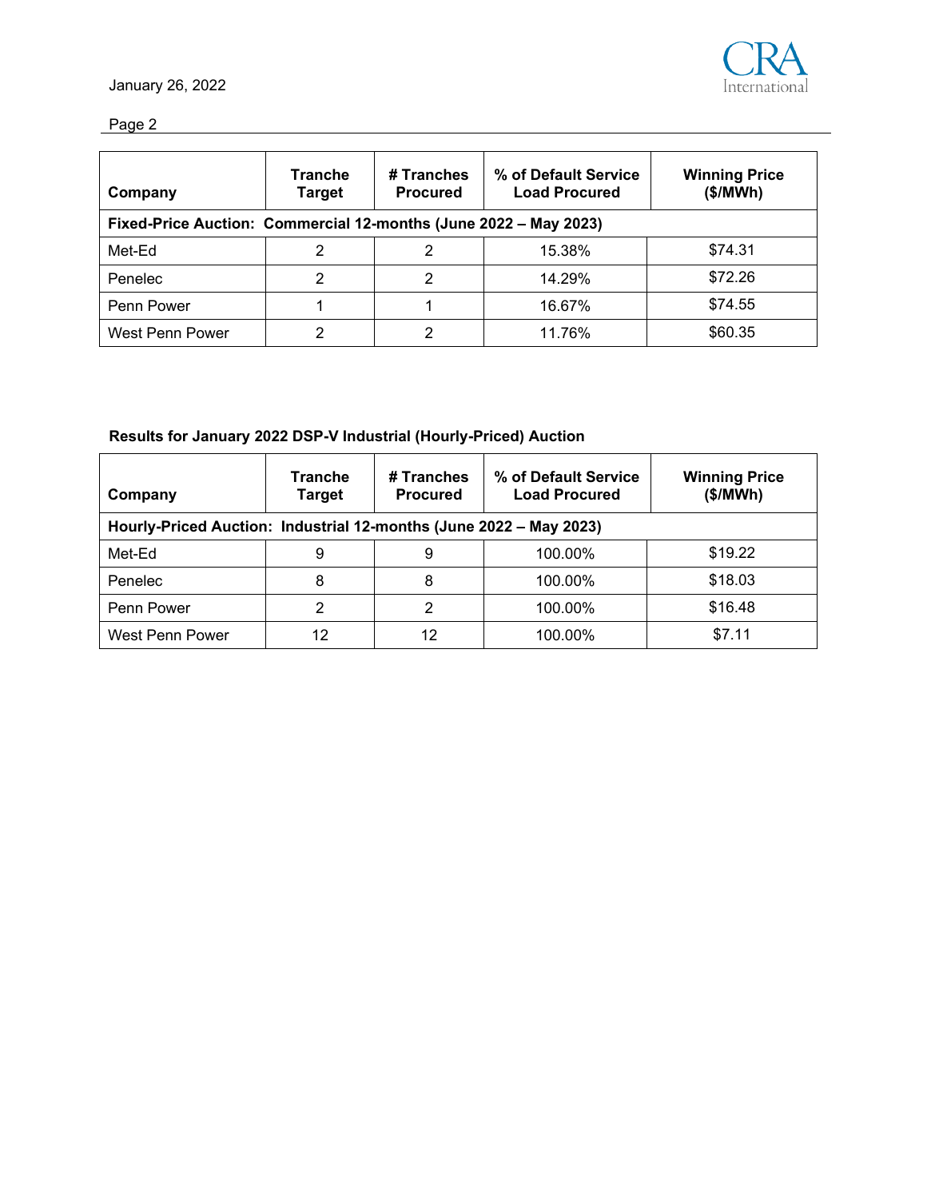| Company | Tranche Target | # Tranches Procured | % of Default Service Load Procured | Winning Price ($/MWh) |
|---|---|---|---|---|
| **Fixed-Price Auction: Commercial 12-months (June 2022 – May 2023)** | | | | |
| Met-Ed | 2 | 2 | 15.38% | $74.31 |
| Penelec | 2 | 2 | 14.29% | $72.26 |
| Penn Power | 1 | 1 | 16.67% | $74.55 |
| West Penn Power | 2 | 2 | 11.76% | $60.35 |

**Results for January 2022 DSP-V Industrial (Hourly-Priced) Auction**

| Company | Tranche Target | # Tranches Procured | % of Default Service Load Procured | Winning Price ($/MWh) |
|---|---|---|---|---|
| **Hourly-Priced Auction: Industrial 12-months (June 2022 – May 2023)** | | | | |
| Met-Ed | 9 | 9 | 100.00% | $19.22 |
| Penelec | 8 | 8 | 100.00% | $18.03 |
| Penn Power | 2 | 2 | 100.00% | $16.48 |
| West Penn Power | 12 | 12 | 100.00% | $7.11 |